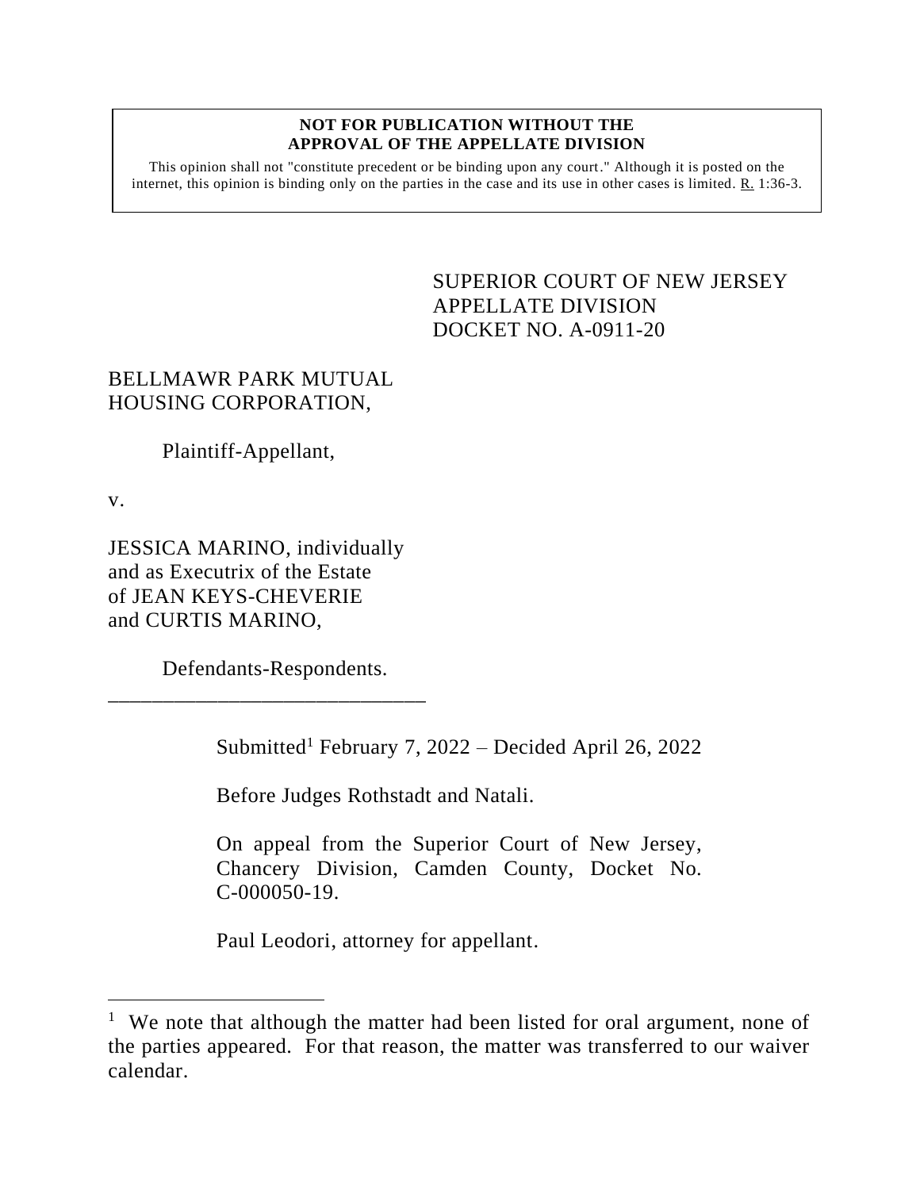**NOT FOR PUBLICATION WITHOUT THE APPROVAL OF THE APPELLATE DIVISION**

This opinion shall not "constitute precedent or be binding upon any court." Although it is posted on the internet, this opinion is binding only on the parties in the case and its use in other cases is limited. R. 1:36-3.

SUPERIOR COURT OF NEW JERSEY
APPELLATE DIVISION
DOCKET NO. A-0911-20

BELLMAWR PARK MUTUAL HOUSING CORPORATION,

Plaintiff-Appellant,

v.

JESSICA MARINO, individually and as Executrix of the Estate of JEAN KEYS-CHEVERIE and CURTIS MARINO,

Defendants-Respondents.

______________________________

Submitted[1] February 7, 2022 – Decided April 26, 2022

Before Judges Rothstadt and Natali.

On appeal from the Superior Court of New Jersey, Chancery Division, Camden County, Docket No. C-000050-19.

Paul Leodori, attorney for appellant.

---

[1] We note that although the matter had been listed for oral argument, none of the parties appeared. For that reason, the matter was transferred to our waiver calendar.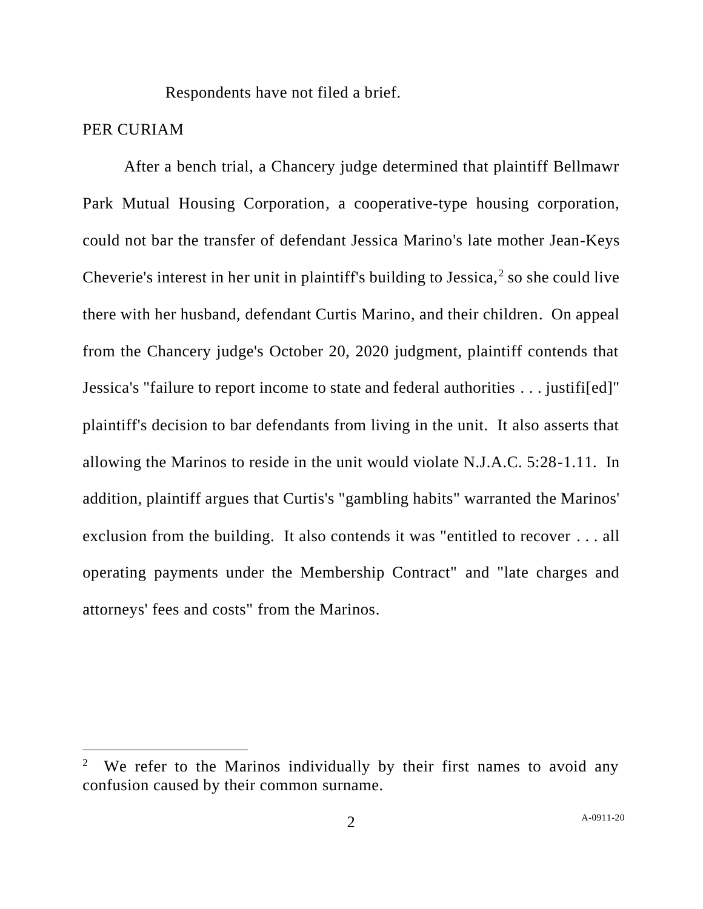Respondents have not filed a brief.

PER CURIAM

After a bench trial, a Chancery judge determined that plaintiff Bellmawr Park Mutual Housing Corporation, a cooperative-type housing corporation, could not bar the transfer of defendant Jessica Marino's late mother Jean-Keys Cheverie's interest in her unit in plaintiff's building to Jessica,[2] so she could live there with her husband, defendant Curtis Marino, and their children. On appeal from the Chancery judge's October 20, 2020 judgment, plaintiff contends that Jessica's "failure to report income to state and federal authorities . . . justifi[ed]" plaintiff's decision to bar defendants from living in the unit. It also asserts that allowing the Marinos to reside in the unit would violate N.J.A.C. 5:28-1.11. In addition, plaintiff argues that Curtis's "gambling habits" warranted the Marinos' exclusion from the building. It also contends it was "entitled to recover . . . all operating payments under the Membership Contract" and "late charges and attorneys' fees and costs" from the Marinos.

---

[2] We refer to the Marinos individually by their first names to avoid any confusion caused by their common surname.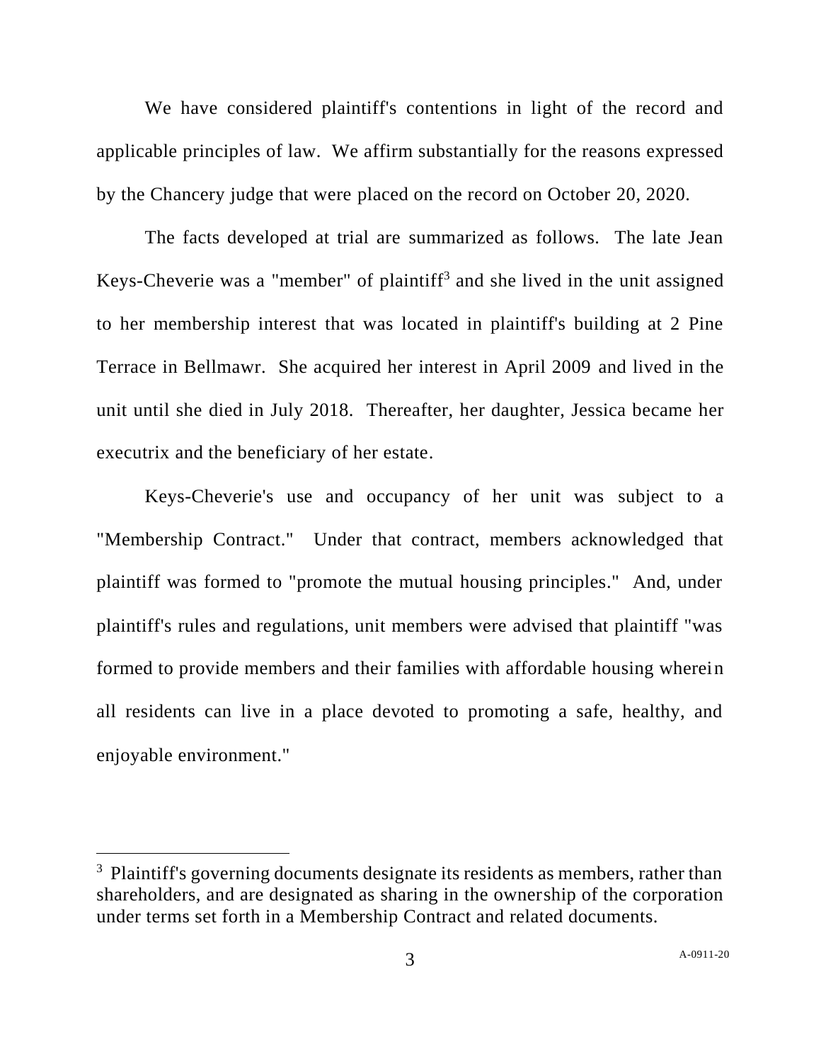We have considered plaintiff's contentions in light of the record and applicable principles of law. We affirm substantially for the reasons expressed by the Chancery judge that were placed on the record on October 20, 2020.

The facts developed at trial are summarized as follows. The late Jean Keys-Cheverie was a "member" of plaintiff[3] and she lived in the unit assigned to her membership interest that was located in plaintiff's building at 2 Pine Terrace in Bellmawr. She acquired her interest in April 2009 and lived in the unit until she died in July 2018. Thereafter, her daughter, Jessica became her executrix and the beneficiary of her estate.

Keys-Cheverie's use and occupancy of her unit was subject to a "Membership Contract." Under that contract, members acknowledged that plaintiff was formed to "promote the mutual housing principles." And, under plaintiff's rules and regulations, unit members were advised that plaintiff "was formed to provide members and their families with affordable housing wherein all residents can live in a place devoted to promoting a safe, healthy, and enjoyable environment."

---

[3] Plaintiff's governing documents designate its residents as members, rather than shareholders, and are designated as sharing in the ownership of the corporation under terms set forth in a Membership Contract and related documents.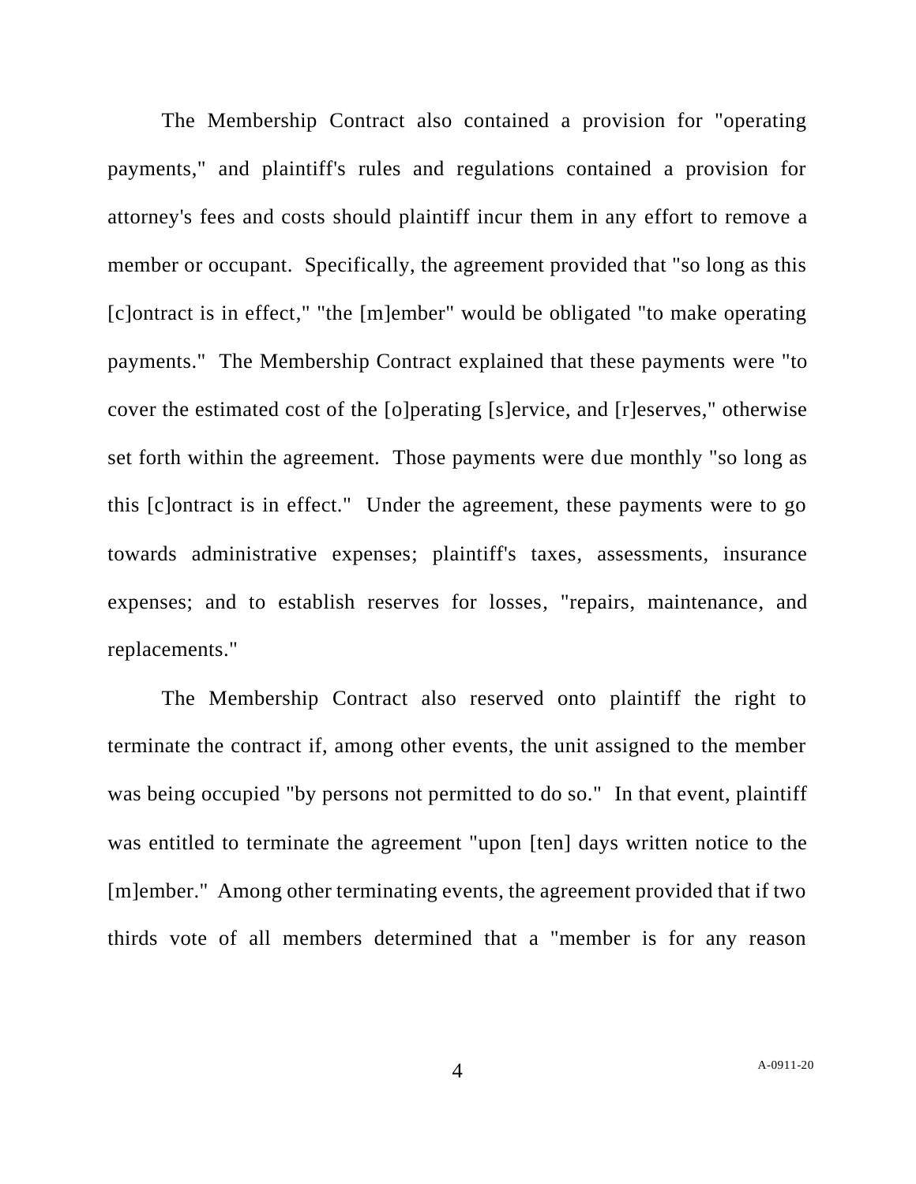The Membership Contract also contained a provision for "operating payments," and plaintiff's rules and regulations contained a provision for attorney's fees and costs should plaintiff incur them in any effort to remove a member or occupant. Specifically, the agreement provided that "so long as this [c]ontract is in effect," "the [m]ember" would be obligated "to make operating payments." The Membership Contract explained that these payments were "to cover the estimated cost of the [o]perating [s]ervice, and [r]eserves," otherwise set forth within the agreement. Those payments were due monthly "so long as this [c]ontract is in effect." Under the agreement, these payments were to go towards administrative expenses; plaintiff's taxes, assessments, insurance expenses; and to establish reserves for losses, "repairs, maintenance, and replacements."

The Membership Contract also reserved onto plaintiff the right to terminate the contract if, among other events, the unit assigned to the member was being occupied "by persons not permitted to do so." In that event, plaintiff was entitled to terminate the agreement "upon [ten] days written notice to the [m]ember." Among other terminating events, the agreement provided that if two thirds vote of all members determined that a "member is for any reason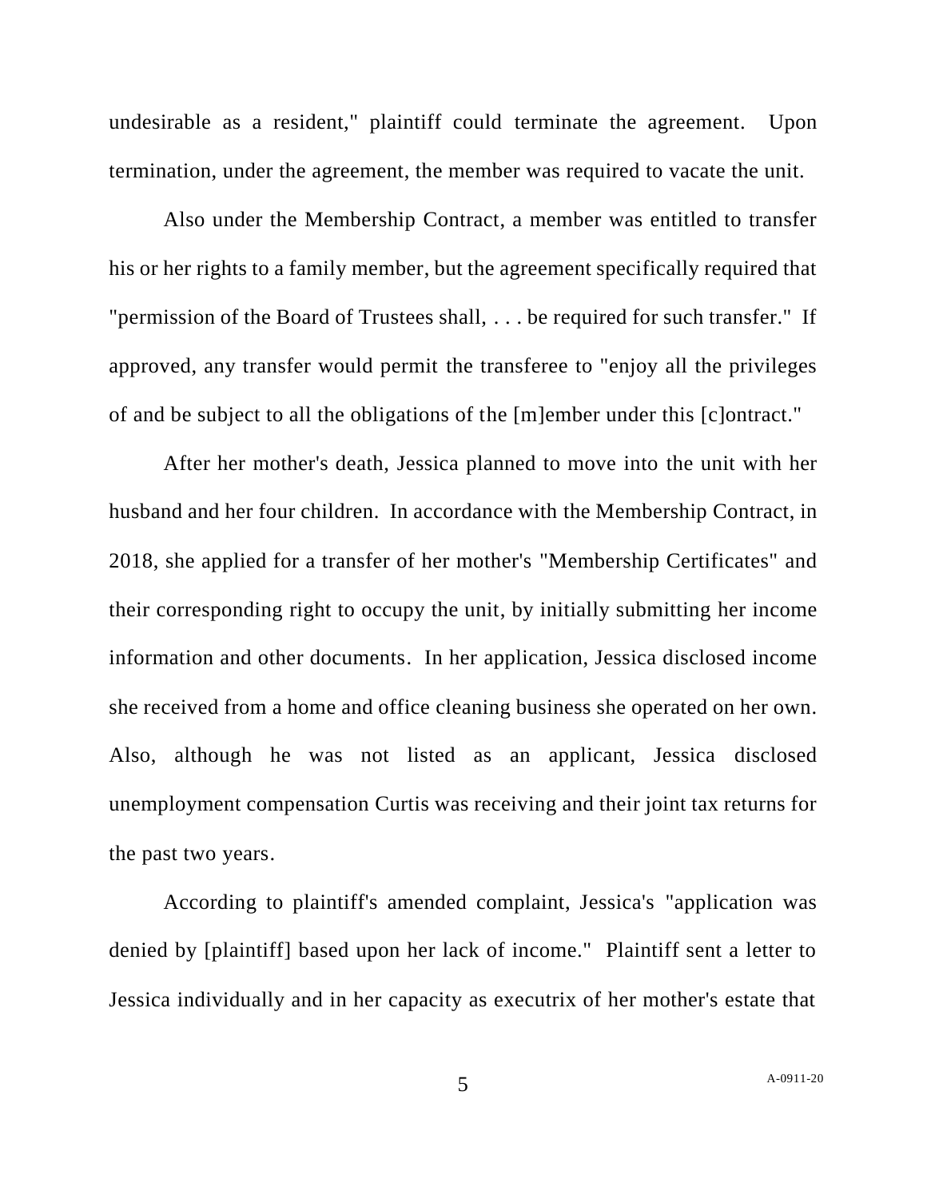undesirable as a resident," plaintiff could terminate the agreement. Upon termination, under the agreement, the member was required to vacate the unit.

Also under the Membership Contract, a member was entitled to transfer his or her rights to a family member, but the agreement specifically required that "permission of the Board of Trustees shall, . . . be required for such transfer." If approved, any transfer would permit the transferee to "enjoy all the privileges of and be subject to all the obligations of the [m]ember under this [c]ontract."

After her mother's death, Jessica planned to move into the unit with her husband and her four children. In accordance with the Membership Contract, in 2018, she applied for a transfer of her mother's "Membership Certificates" and their corresponding right to occupy the unit, by initially submitting her income information and other documents. In her application, Jessica disclosed income she received from a home and office cleaning business she operated on her own. Also, although he was not listed as an applicant, Jessica disclosed unemployment compensation Curtis was receiving and their joint tax returns for the past two years.

According to plaintiff's amended complaint, Jessica's "application was denied by [plaintiff] based upon her lack of income." Plaintiff sent a letter to Jessica individually and in her capacity as executrix of her mother's estate that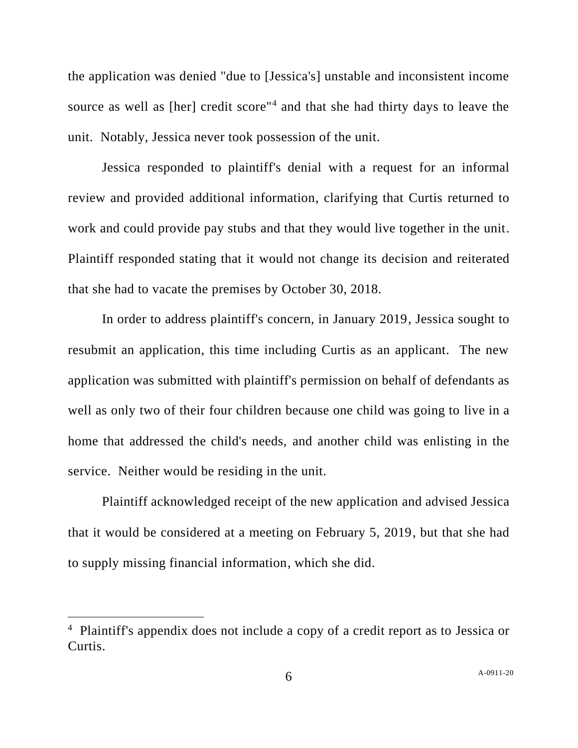the application was denied "due to [Jessica's] unstable and inconsistent income source as well as [her] credit score"[4] and that she had thirty days to leave the unit. Notably, Jessica never took possession of the unit.

Jessica responded to plaintiff's denial with a request for an informal review and provided additional information, clarifying that Curtis returned to work and could provide pay stubs and that they would live together in the unit. Plaintiff responded stating that it would not change its decision and reiterated that she had to vacate the premises by October 30, 2018.

In order to address plaintiff's concern, in January 2019, Jessica sought to resubmit an application, this time including Curtis as an applicant. The new application was submitted with plaintiff's permission on behalf of defendants as well as only two of their four children because one child was going to live in a home that addressed the child's needs, and another child was enlisting in the service. Neither would be residing in the unit.

Plaintiff acknowledged receipt of the new application and advised Jessica that it would be considered at a meeting on February 5, 2019, but that she had to supply missing financial information, which she did.

---

[4] Plaintiff's appendix does not include a copy of a credit report as to Jessica or Curtis.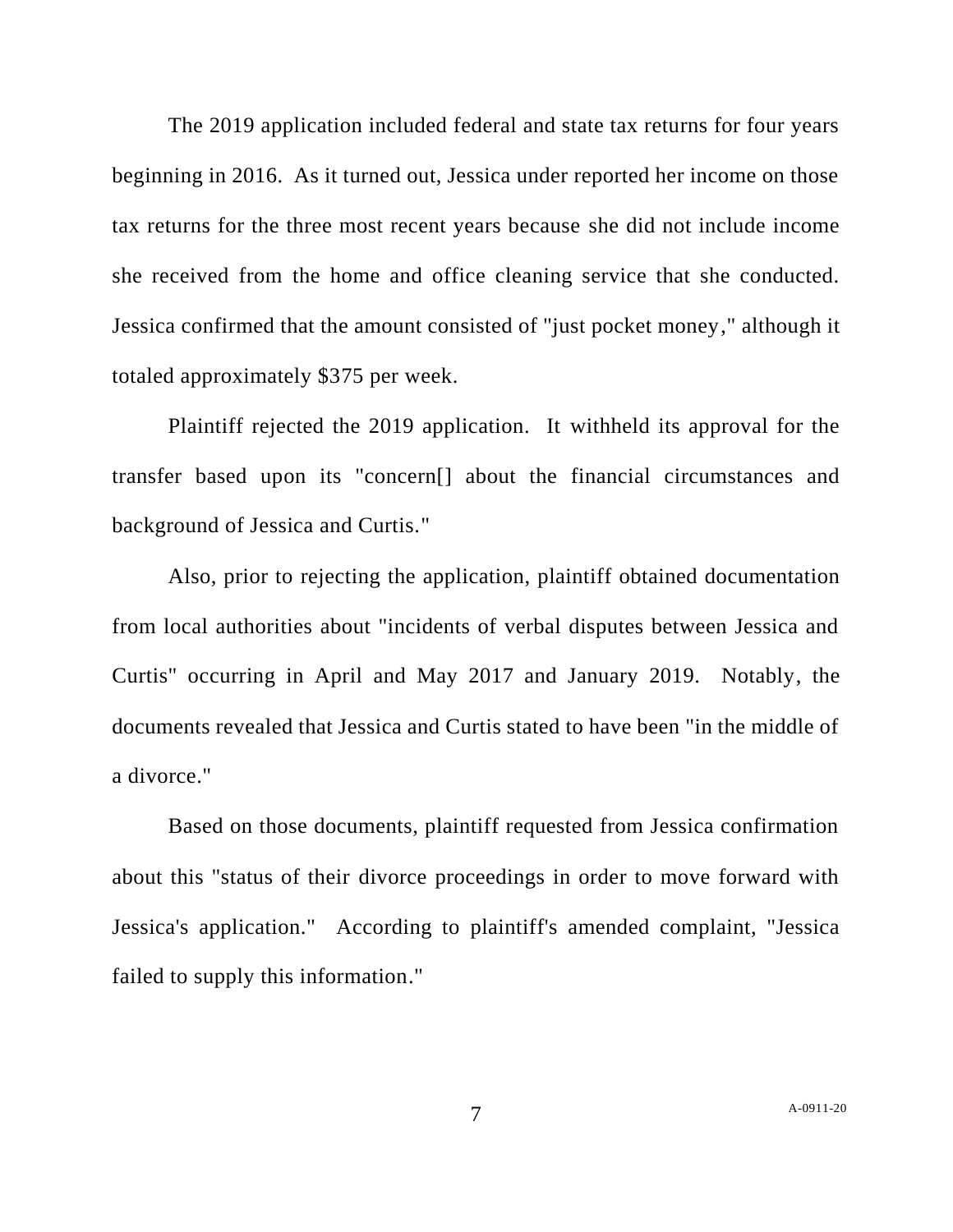The 2019 application included federal and state tax returns for four years beginning in 2016. As it turned out, Jessica under reported her income on those tax returns for the three most recent years because she did not include income she received from the home and office cleaning service that she conducted. Jessica confirmed that the amount consisted of "just pocket money," although it totaled approximately $375 per week.

Plaintiff rejected the 2019 application. It withheld its approval for the transfer based upon its "concern[] about the financial circumstances and background of Jessica and Curtis."

Also, prior to rejecting the application, plaintiff obtained documentation from local authorities about "incidents of verbal disputes between Jessica and Curtis" occurring in April and May 2017 and January 2019. Notably, the documents revealed that Jessica and Curtis stated to have been "in the middle of a divorce."

Based on those documents, plaintiff requested from Jessica confirmation about this "status of their divorce proceedings in order to move forward with Jessica's application." According to plaintiff's amended complaint, "Jessica failed to supply this information."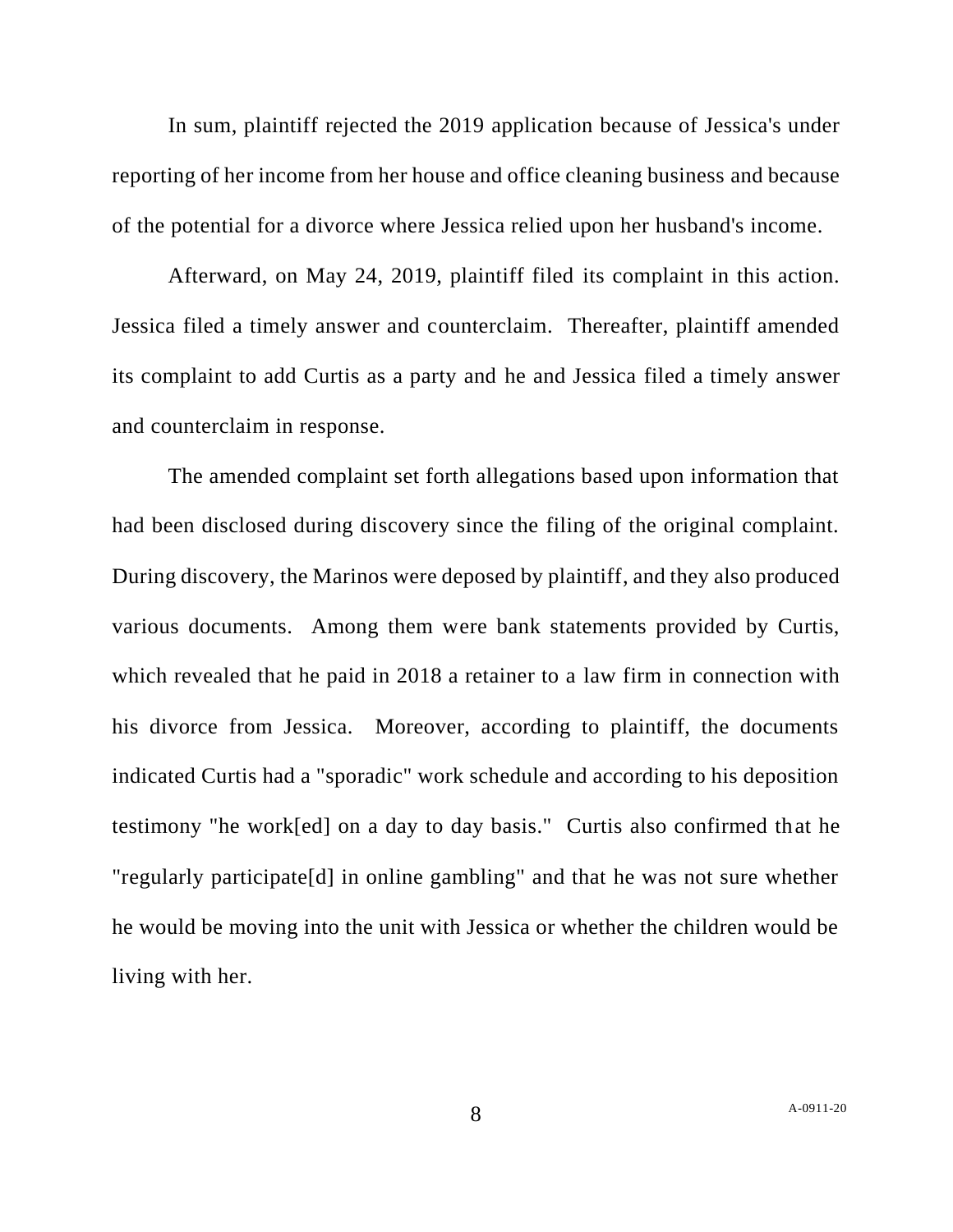In sum, plaintiff rejected the 2019 application because of Jessica's under reporting of her income from her house and office cleaning business and because of the potential for a divorce where Jessica relied upon her husband's income.

Afterward, on May 24, 2019, plaintiff filed its complaint in this action. Jessica filed a timely answer and counterclaim. Thereafter, plaintiff amended its complaint to add Curtis as a party and he and Jessica filed a timely answer and counterclaim in response.

The amended complaint set forth allegations based upon information that had been disclosed during discovery since the filing of the original complaint. During discovery, the Marinos were deposed by plaintiff, and they also produced various documents. Among them were bank statements provided by Curtis, which revealed that he paid in 2018 a retainer to a law firm in connection with his divorce from Jessica. Moreover, according to plaintiff, the documents indicated Curtis had a "sporadic" work schedule and according to his deposition testimony "he work[ed] on a day to day basis." Curtis also confirmed that he "regularly participate[d] in online gambling" and that he was not sure whether he would be moving into the unit with Jessica or whether the children would be living with her.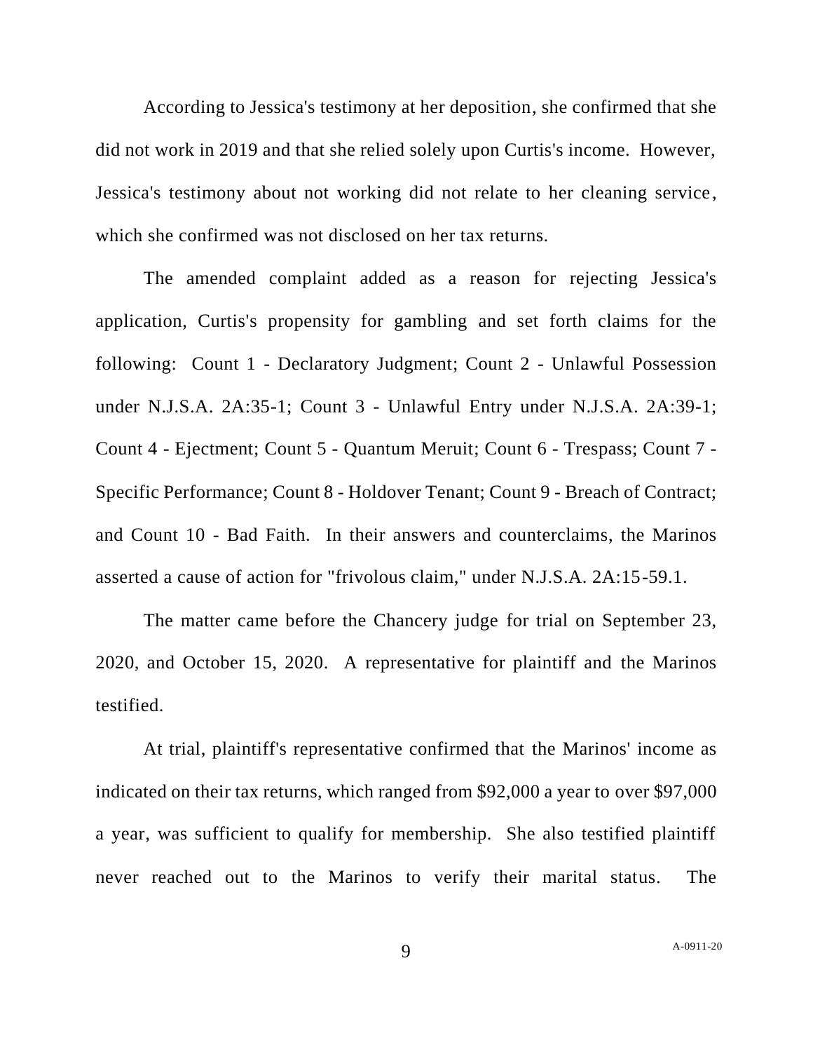According to Jessica's testimony at her deposition, she confirmed that she did not work in 2019 and that she relied solely upon Curtis's income. However, Jessica's testimony about not working did not relate to her cleaning service, which she confirmed was not disclosed on her tax returns.

The amended complaint added as a reason for rejecting Jessica's application, Curtis's propensity for gambling and set forth claims for the following: Count 1 - Declaratory Judgment; Count 2 - Unlawful Possession under N.J.S.A. 2A:35-1; Count 3 - Unlawful Entry under N.J.S.A. 2A:39-1; Count 4 - Ejectment; Count 5 - Quantum Meruit; Count 6 - Trespass; Count 7 - Specific Performance; Count 8 - Holdover Tenant; Count 9 - Breach of Contract; and Count 10 - Bad Faith. In their answers and counterclaims, the Marinos asserted a cause of action for "frivolous claim," under N.J.S.A. 2A:15-59.1.

The matter came before the Chancery judge for trial on September 23, 2020, and October 15, 2020. A representative for plaintiff and the Marinos testified.

At trial, plaintiff's representative confirmed that the Marinos' income as indicated on their tax returns, which ranged from $92,000 a year to over $97,000 a year, was sufficient to qualify for membership. She also testified plaintiff never reached out to the Marinos to verify their marital status. The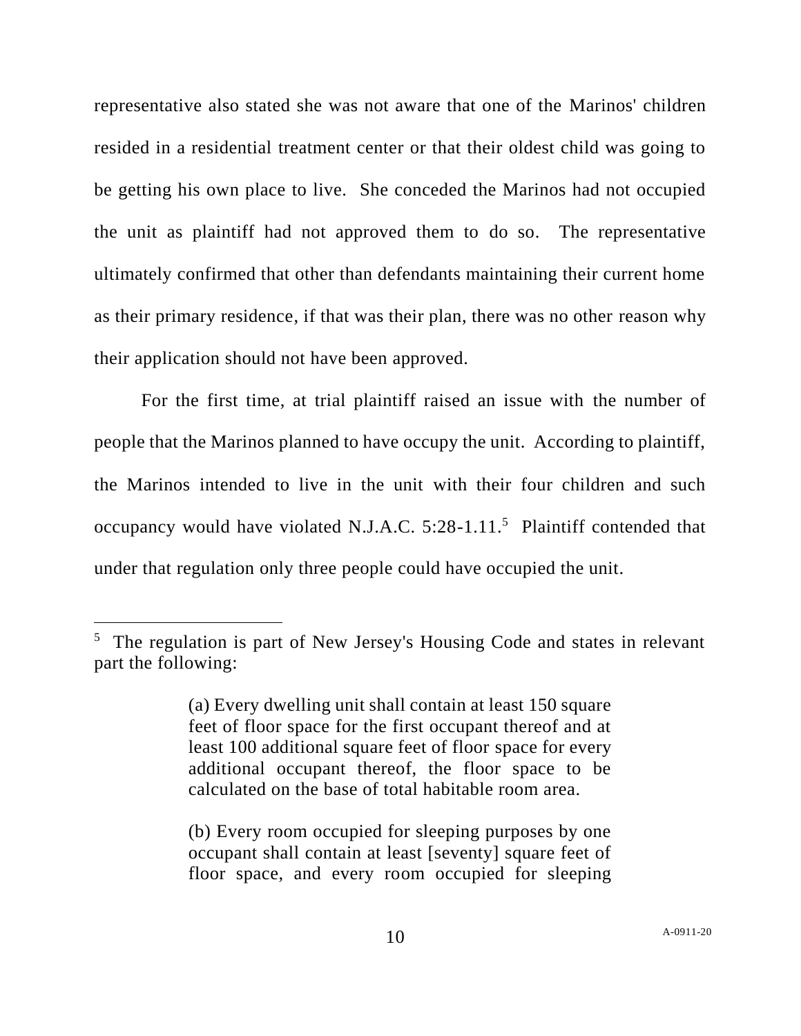representative also stated she was not aware that one of the Marinos' children resided in a residential treatment center or that their oldest child was going to be getting his own place to live. She conceded the Marinos had not occupied the unit as plaintiff had not approved them to do so. The representative ultimately confirmed that other than defendants maintaining their current home as their primary residence, if that was their plan, there was no other reason why their application should not have been approved.

For the first time, at trial plaintiff raised an issue with the number of people that the Marinos planned to have occupy the unit. According to plaintiff, the Marinos intended to live in the unit with their four children and such occupancy would have violated N.J.A.C. 5:28-1.11.[5] Plaintiff contended that under that regulation only three people could have occupied the unit.

---

[5] The regulation is part of New Jersey's Housing Code and states in relevant part the following:

> (a) Every dwelling unit shall contain at least 150 square feet of floor space for the first occupant thereof and at least 100 additional square feet of floor space for every additional occupant thereof, the floor space to be calculated on the base of total habitable room area.
>
> (b) Every room occupied for sleeping purposes by one occupant shall contain at least [seventy] square feet of floor space, and every room occupied for sleeping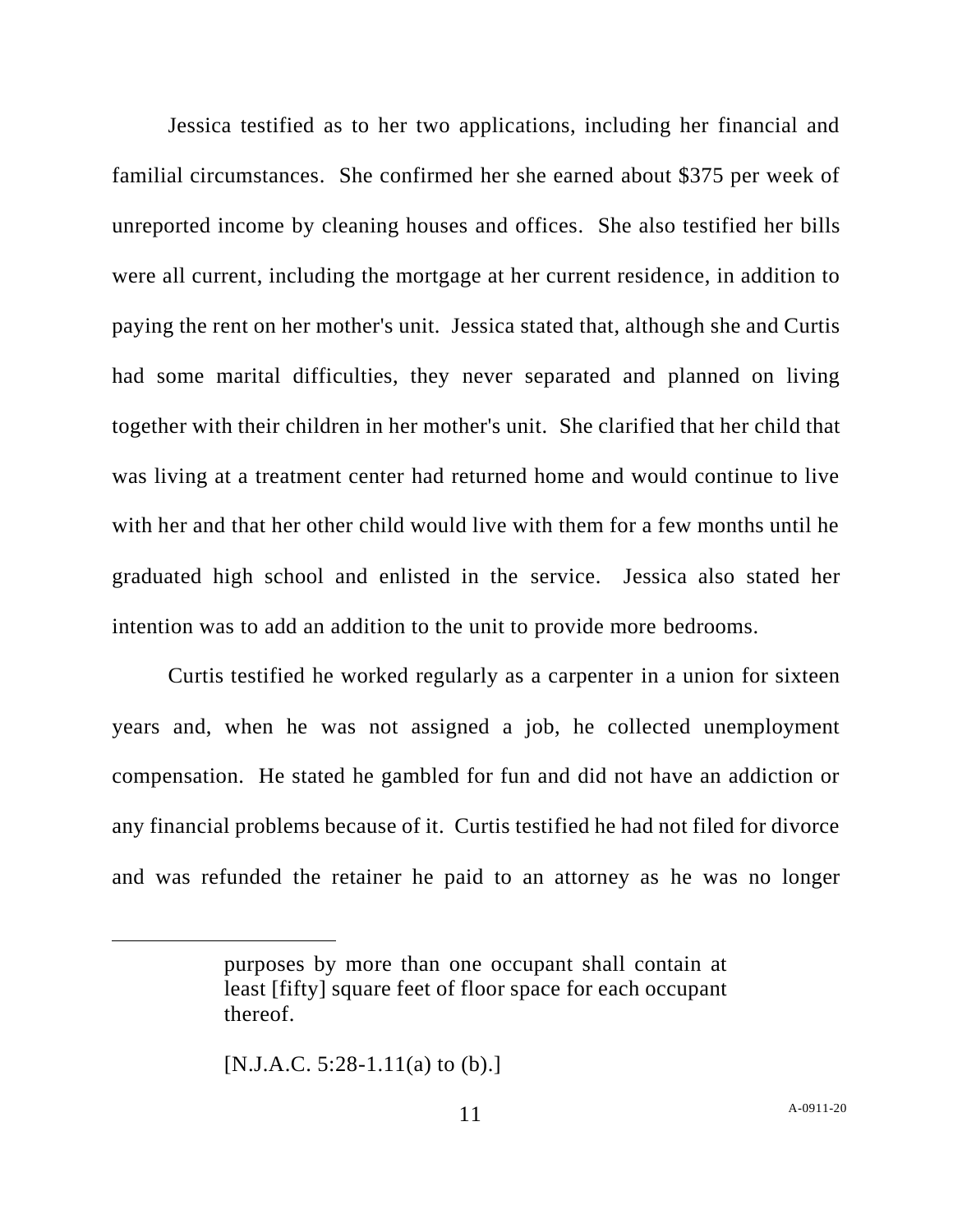Jessica testified as to her two applications, including her financial and familial circumstances. She confirmed her she earned about $375 per week of unreported income by cleaning houses and offices. She also testified her bills were all current, including the mortgage at her current residence, in addition to paying the rent on her mother's unit. Jessica stated that, although she and Curtis had some marital difficulties, they never separated and planned on living together with their children in her mother's unit. She clarified that her child that was living at a treatment center had returned home and would continue to live with her and that her other child would live with them for a few months until he graduated high school and enlisted in the service. Jessica also stated her intention was to add an addition to the unit to provide more bedrooms.

Curtis testified he worked regularly as a carpenter in a union for sixteen years and, when he was not assigned a job, he collected unemployment compensation. He stated he gambled for fun and did not have an addiction or any financial problems because of it. Curtis testified he had not filed for divorce and was refunded the retainer he paid to an attorney as he was no longer

---

> purposes by more than one occupant shall contain at least [fifty] square feet of floor space for each occupant thereof.
>
> [N.J.A.C. 5:28-1.11(a) to (b).]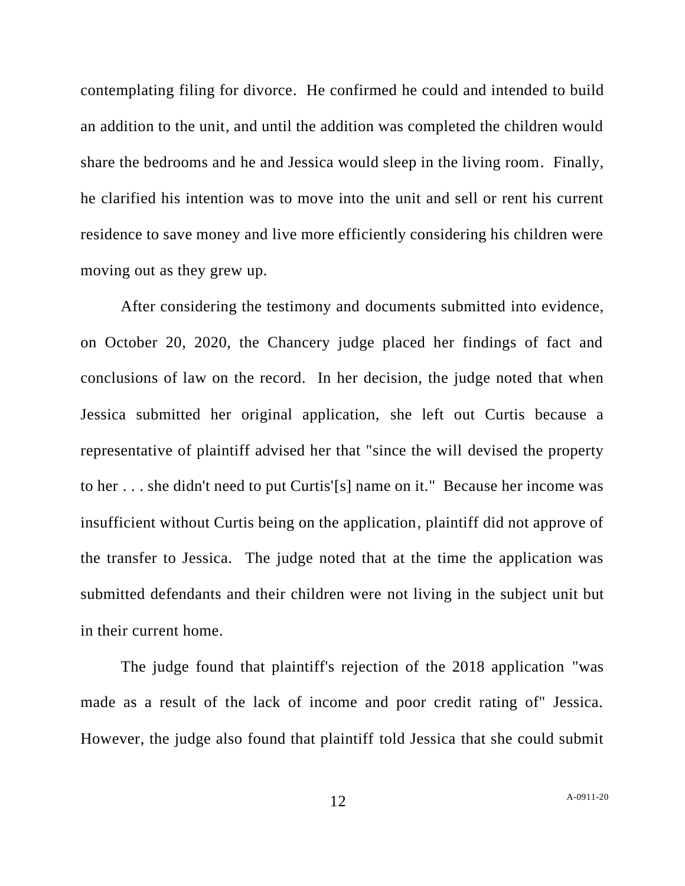contemplating filing for divorce. He confirmed he could and intended to build an addition to the unit, and until the addition was completed the children would share the bedrooms and he and Jessica would sleep in the living room. Finally, he clarified his intention was to move into the unit and sell or rent his current residence to save money and live more efficiently considering his children were moving out as they grew up.

After considering the testimony and documents submitted into evidence, on October 20, 2020, the Chancery judge placed her findings of fact and conclusions of law on the record. In her decision, the judge noted that when Jessica submitted her original application, she left out Curtis because a representative of plaintiff advised her that "since the will devised the property to her . . . she didn't need to put Curtis'[s] name on it." Because her income was insufficient without Curtis being on the application, plaintiff did not approve of the transfer to Jessica. The judge noted that at the time the application was submitted defendants and their children were not living in the subject unit but in their current home.

The judge found that plaintiff's rejection of the 2018 application "was made as a result of the lack of income and poor credit rating of" Jessica. However, the judge also found that plaintiff told Jessica that she could submit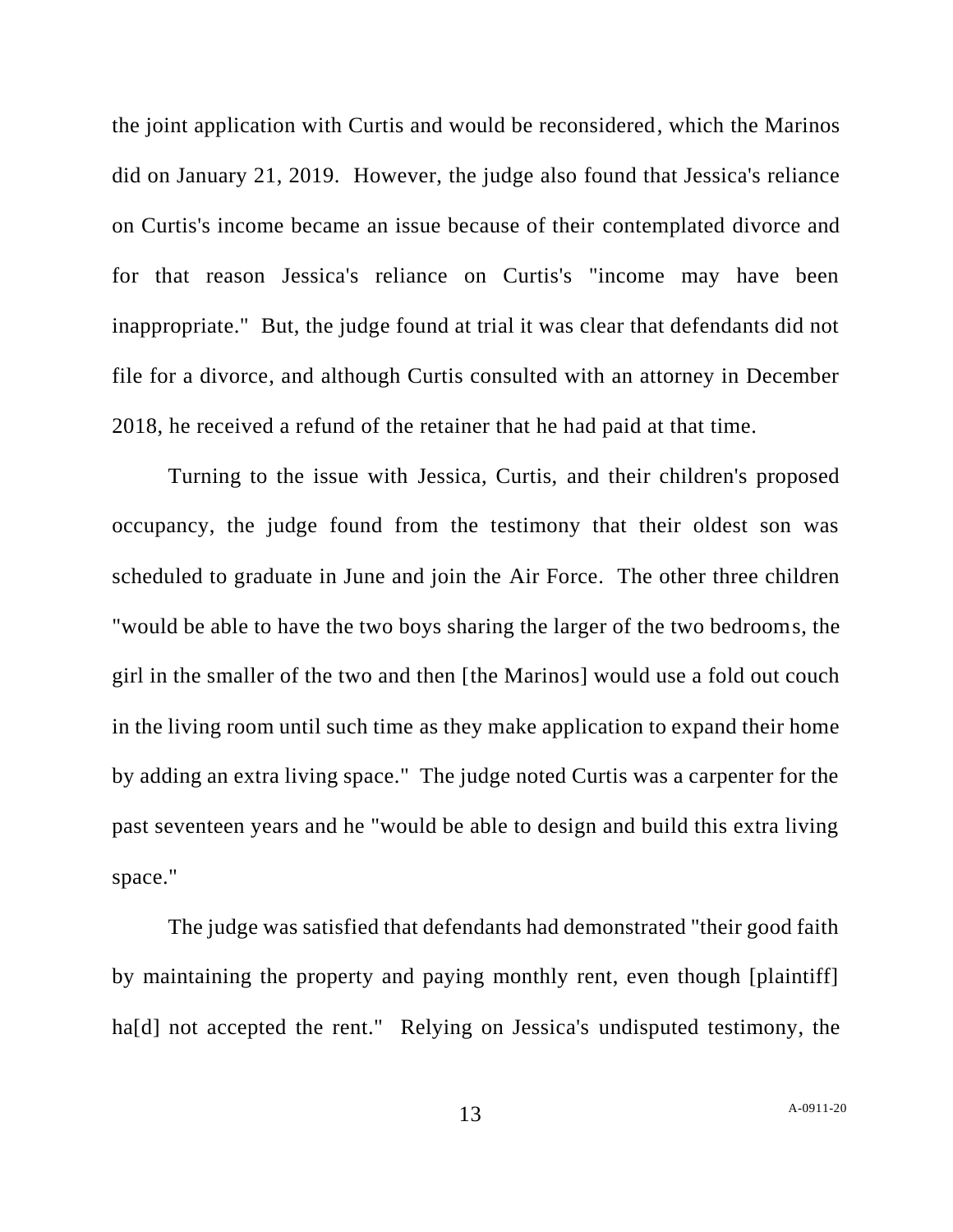the joint application with Curtis and would be reconsidered, which the Marinos did on January 21, 2019. However, the judge also found that Jessica's reliance on Curtis's income became an issue because of their contemplated divorce and for that reason Jessica's reliance on Curtis's "income may have been inappropriate." But, the judge found at trial it was clear that defendants did not file for a divorce, and although Curtis consulted with an attorney in December 2018, he received a refund of the retainer that he had paid at that time.

Turning to the issue with Jessica, Curtis, and their children's proposed occupancy, the judge found from the testimony that their oldest son was scheduled to graduate in June and join the Air Force. The other three children "would be able to have the two boys sharing the larger of the two bedrooms, the girl in the smaller of the two and then [the Marinos] would use a fold out couch in the living room until such time as they make application to expand their home by adding an extra living space." The judge noted Curtis was a carpenter for the past seventeen years and he "would be able to design and build this extra living space."

The judge was satisfied that defendants had demonstrated "their good faith by maintaining the property and paying monthly rent, even though [plaintiff] ha[d] not accepted the rent." Relying on Jessica's undisputed testimony, the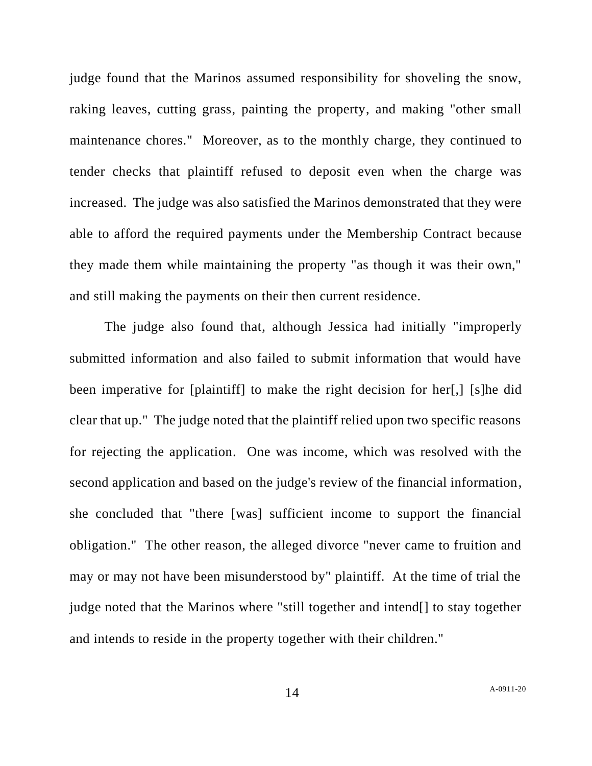judge found that the Marinos assumed responsibility for shoveling the snow, raking leaves, cutting grass, painting the property, and making "other small maintenance chores." Moreover, as to the monthly charge, they continued to tender checks that plaintiff refused to deposit even when the charge was increased. The judge was also satisfied the Marinos demonstrated that they were able to afford the required payments under the Membership Contract because they made them while maintaining the property "as though it was their own," and still making the payments on their then current residence.

The judge also found that, although Jessica had initially "improperly submitted information and also failed to submit information that would have been imperative for [plaintiff] to make the right decision for her[,] [s]he did clear that up." The judge noted that the plaintiff relied upon two specific reasons for rejecting the application. One was income, which was resolved with the second application and based on the judge's review of the financial information, she concluded that "there [was] sufficient income to support the financial obligation." The other reason, the alleged divorce "never came to fruition and may or may not have been misunderstood by" plaintiff. At the time of trial the judge noted that the Marinos where "still together and intend[] to stay together and intends to reside in the property together with their children."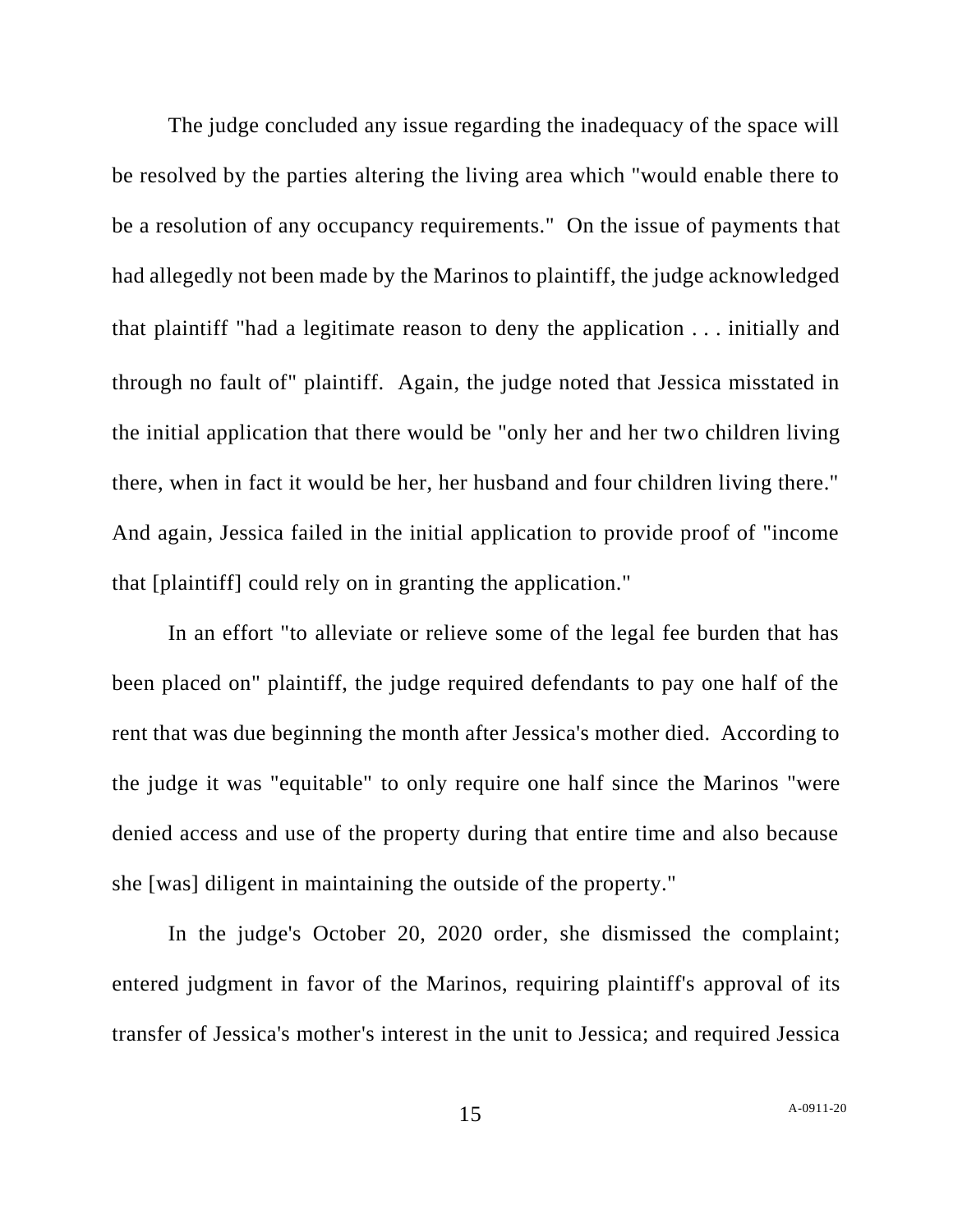The judge concluded any issue regarding the inadequacy of the space will be resolved by the parties altering the living area which "would enable there to be a resolution of any occupancy requirements." On the issue of payments that had allegedly not been made by the Marinos to plaintiff, the judge acknowledged that plaintiff "had a legitimate reason to deny the application . . . initially and through no fault of" plaintiff. Again, the judge noted that Jessica misstated in the initial application that there would be "only her and her two children living there, when in fact it would be her, her husband and four children living there." And again, Jessica failed in the initial application to provide proof of "income that [plaintiff] could rely on in granting the application."

In an effort "to alleviate or relieve some of the legal fee burden that has been placed on" plaintiff, the judge required defendants to pay one half of the rent that was due beginning the month after Jessica's mother died. According to the judge it was "equitable" to only require one half since the Marinos "were denied access and use of the property during that entire time and also because she [was] diligent in maintaining the outside of the property."

In the judge's October 20, 2020 order, she dismissed the complaint; entered judgment in favor of the Marinos, requiring plaintiff's approval of its transfer of Jessica's mother's interest in the unit to Jessica; and required Jessica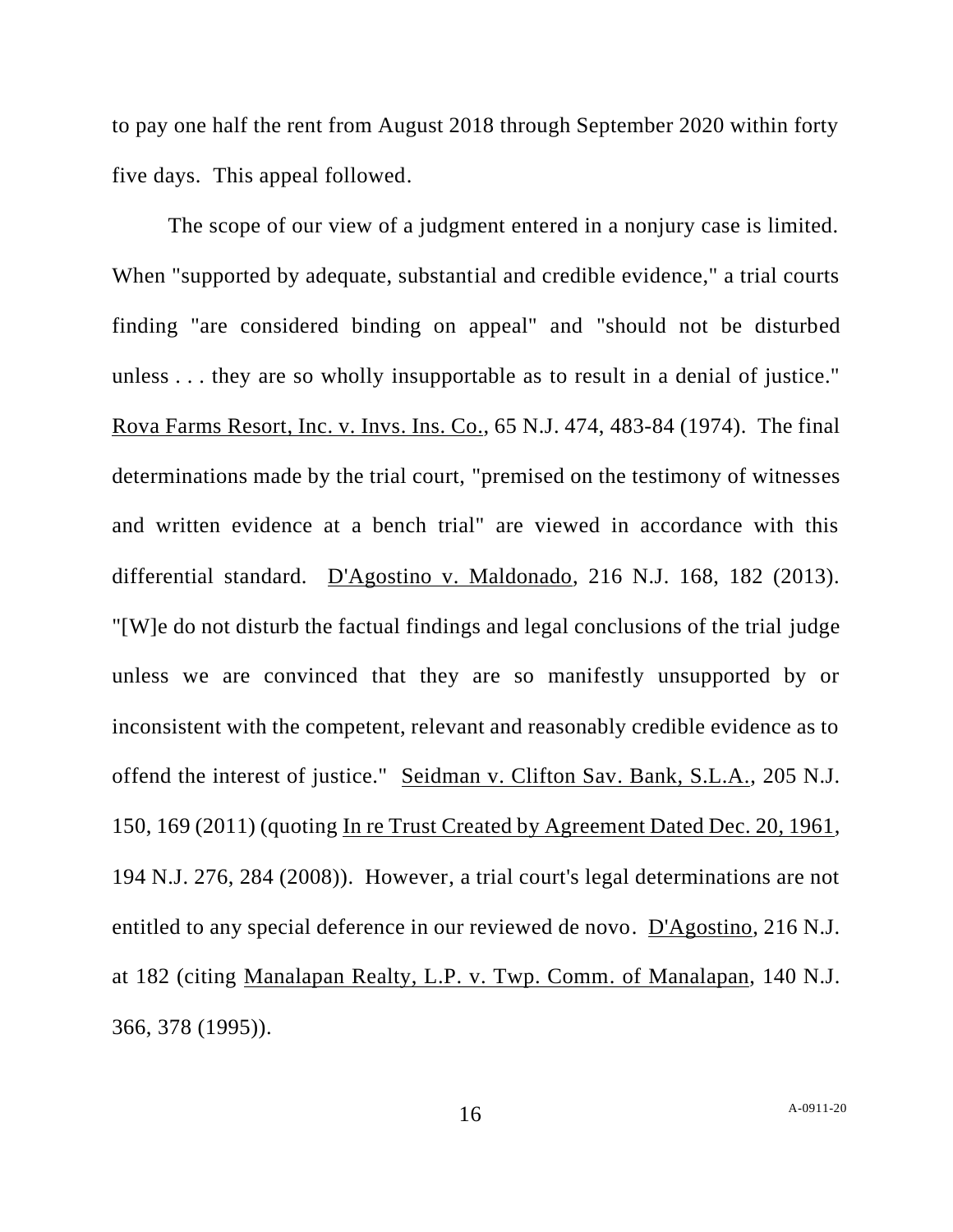to pay one half the rent from August 2018 through September 2020 within forty five days. This appeal followed.

The scope of our view of a judgment entered in a nonjury case is limited. When "supported by adequate, substantial and credible evidence," a trial courts finding "are considered binding on appeal" and "should not be disturbed unless . . . they are so wholly insupportable as to result in a denial of justice." Rova Farms Resort, Inc. v. Invs. Ins. Co., 65 N.J. 474, 483-84 (1974). The final determinations made by the trial court, "premised on the testimony of witnesses and written evidence at a bench trial" are viewed in accordance with this differential standard. D'Agostino v. Maldonado, 216 N.J. 168, 182 (2013). "[W]e do not disturb the factual findings and legal conclusions of the trial judge unless we are convinced that they are so manifestly unsupported by or inconsistent with the competent, relevant and reasonably credible evidence as to offend the interest of justice." Seidman v. Clifton Sav. Bank, S.L.A., 205 N.J. 150, 169 (2011) (quoting In re Trust Created by Agreement Dated Dec. 20, 1961, 194 N.J. 276, 284 (2008)). However, a trial court's legal determinations are not entitled to any special deference in our reviewed de novo. D'Agostino, 216 N.J. at 182 (citing Manalapan Realty, L.P. v. Twp. Comm. of Manalapan, 140 N.J. 366, 378 (1995)).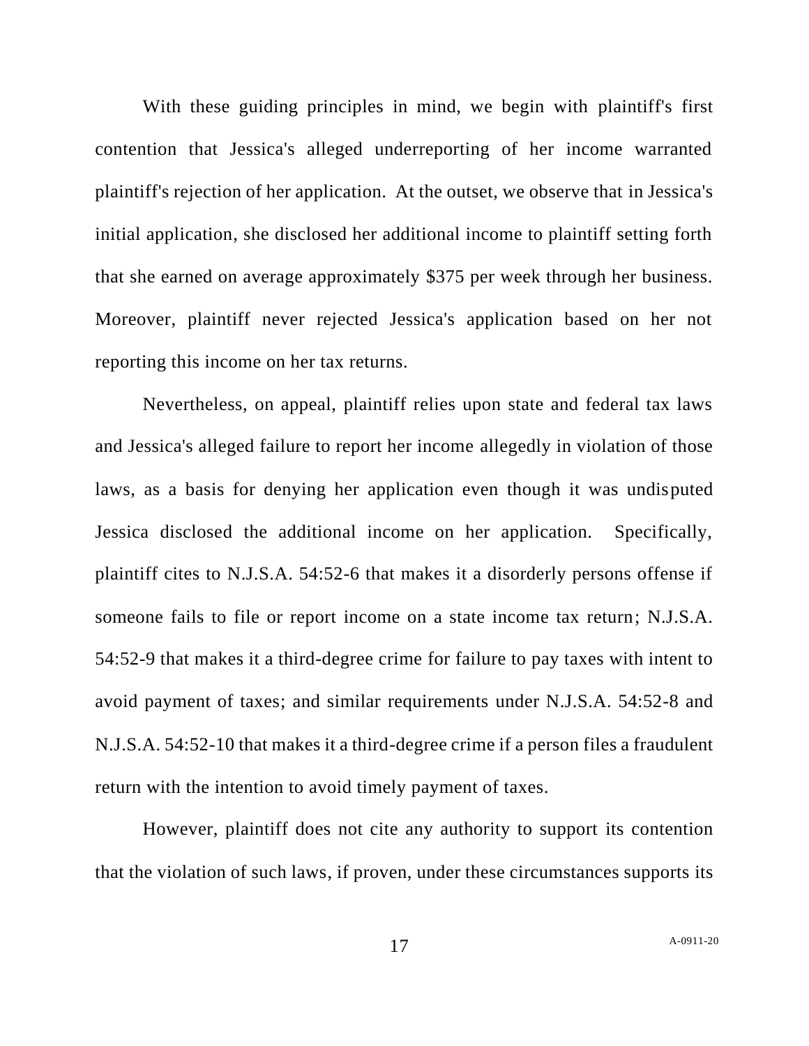With these guiding principles in mind, we begin with plaintiff's first contention that Jessica's alleged underreporting of her income warranted plaintiff's rejection of her application. At the outset, we observe that in Jessica's initial application, she disclosed her additional income to plaintiff setting forth that she earned on average approximately $375 per week through her business. Moreover, plaintiff never rejected Jessica's application based on her not reporting this income on her tax returns.

Nevertheless, on appeal, plaintiff relies upon state and federal tax laws and Jessica's alleged failure to report her income allegedly in violation of those laws, as a basis for denying her application even though it was undisputed Jessica disclosed the additional income on her application. Specifically, plaintiff cites to N.J.S.A. 54:52-6 that makes it a disorderly persons offense if someone fails to file or report income on a state income tax return; N.J.S.A. 54:52-9 that makes it a third-degree crime for failure to pay taxes with intent to avoid payment of taxes; and similar requirements under N.J.S.A. 54:52-8 and N.J.S.A. 54:52-10 that makes it a third-degree crime if a person files a fraudulent return with the intention to avoid timely payment of taxes.

However, plaintiff does not cite any authority to support its contention that the violation of such laws, if proven, under these circumstances supports its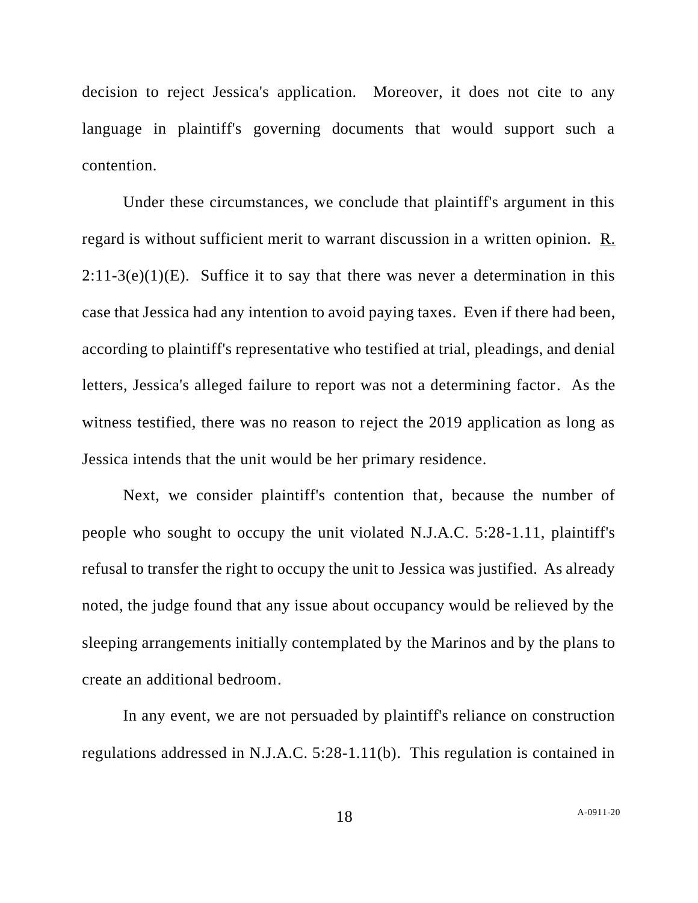decision to reject Jessica's application. Moreover, it does not cite to any language in plaintiff's governing documents that would support such a contention.

Under these circumstances, we conclude that plaintiff's argument in this regard is without sufficient merit to warrant discussion in a written opinion. R. 2:11-3(e)(1)(E). Suffice it to say that there was never a determination in this case that Jessica had any intention to avoid paying taxes. Even if there had been, according to plaintiff's representative who testified at trial, pleadings, and denial letters, Jessica's alleged failure to report was not a determining factor. As the witness testified, there was no reason to reject the 2019 application as long as Jessica intends that the unit would be her primary residence.

Next, we consider plaintiff's contention that, because the number of people who sought to occupy the unit violated N.J.A.C. 5:28-1.11, plaintiff's refusal to transfer the right to occupy the unit to Jessica was justified. As already noted, the judge found that any issue about occupancy would be relieved by the sleeping arrangements initially contemplated by the Marinos and by the plans to create an additional bedroom.

In any event, we are not persuaded by plaintiff's reliance on construction regulations addressed in N.J.A.C. 5:28-1.11(b). This regulation is contained in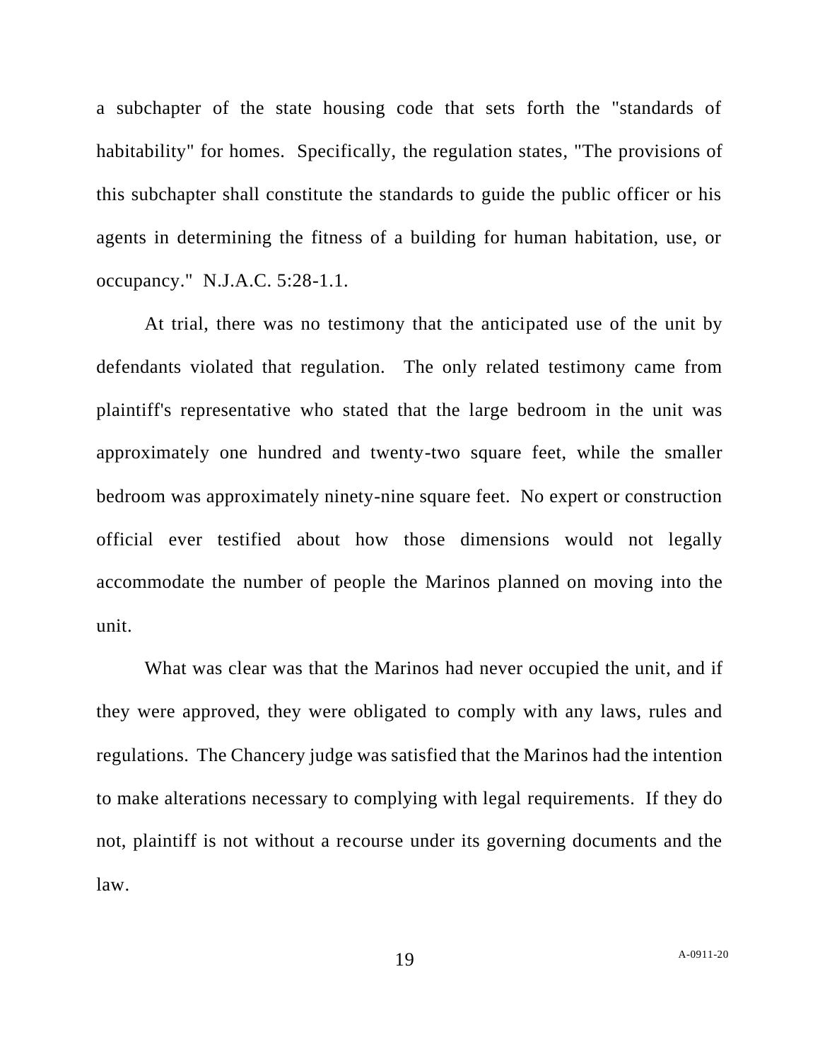a subchapter of the state housing code that sets forth the "standards of habitability" for homes. Specifically, the regulation states, "The provisions of this subchapter shall constitute the standards to guide the public officer or his agents in determining the fitness of a building for human habitation, use, or occupancy." N.J.A.C. 5:28-1.1.

At trial, there was no testimony that the anticipated use of the unit by defendants violated that regulation. The only related testimony came from plaintiff's representative who stated that the large bedroom in the unit was approximately one hundred and twenty-two square feet, while the smaller bedroom was approximately ninety-nine square feet. No expert or construction official ever testified about how those dimensions would not legally accommodate the number of people the Marinos planned on moving into the unit.

What was clear was that the Marinos had never occupied the unit, and if they were approved, they were obligated to comply with any laws, rules and regulations. The Chancery judge was satisfied that the Marinos had the intention to make alterations necessary to complying with legal requirements. If they do not, plaintiff is not without a recourse under its governing documents and the law.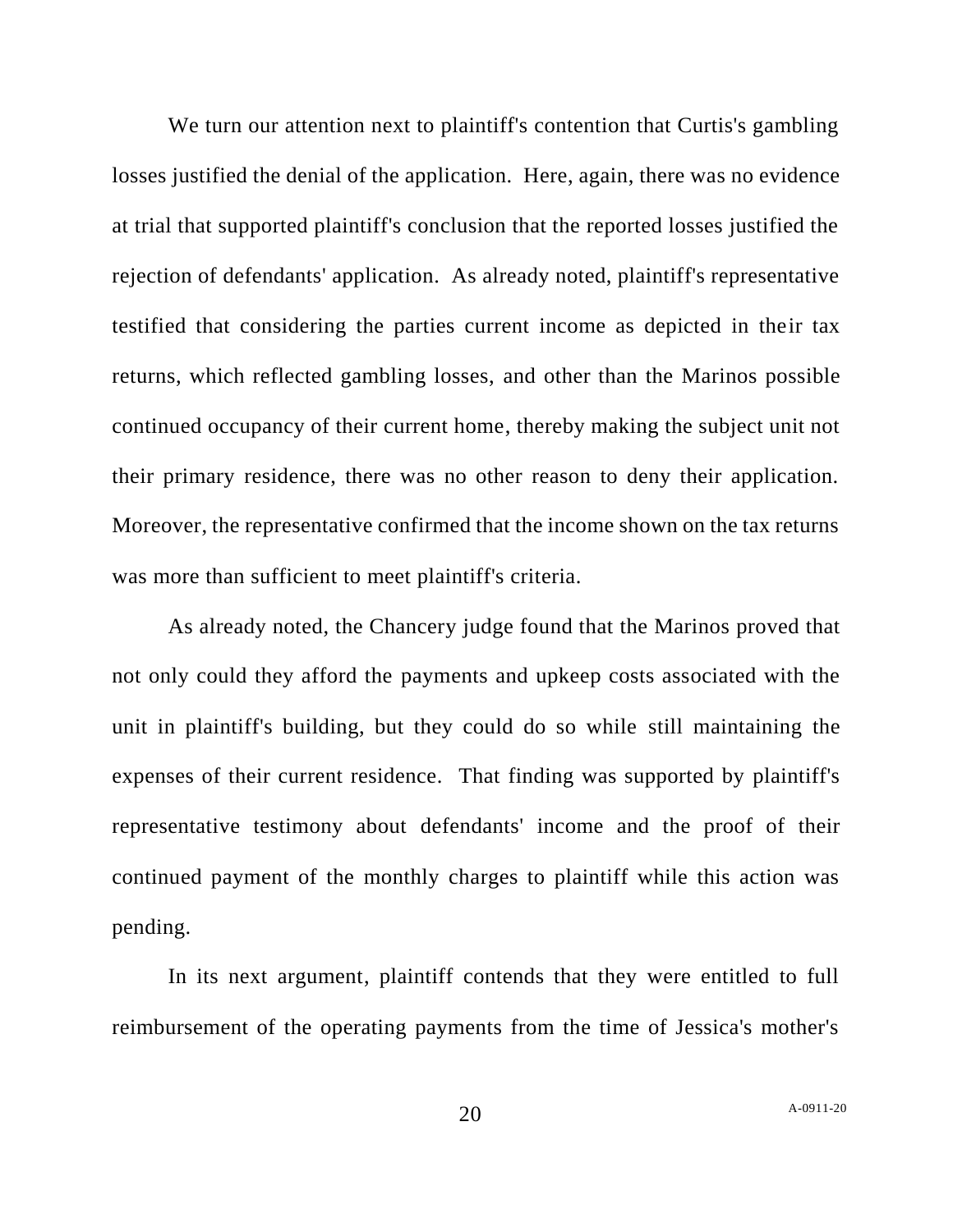We turn our attention next to plaintiff's contention that Curtis's gambling losses justified the denial of the application. Here, again, there was no evidence at trial that supported plaintiff's conclusion that the reported losses justified the rejection of defendants' application. As already noted, plaintiff's representative testified that considering the parties current income as depicted in their tax returns, which reflected gambling losses, and other than the Marinos possible continued occupancy of their current home, thereby making the subject unit not their primary residence, there was no other reason to deny their application. Moreover, the representative confirmed that the income shown on the tax returns was more than sufficient to meet plaintiff's criteria.

As already noted, the Chancery judge found that the Marinos proved that not only could they afford the payments and upkeep costs associated with the unit in plaintiff's building, but they could do so while still maintaining the expenses of their current residence. That finding was supported by plaintiff's representative testimony about defendants' income and the proof of their continued payment of the monthly charges to plaintiff while this action was pending.

In its next argument, plaintiff contends that they were entitled to full reimbursement of the operating payments from the time of Jessica's mother's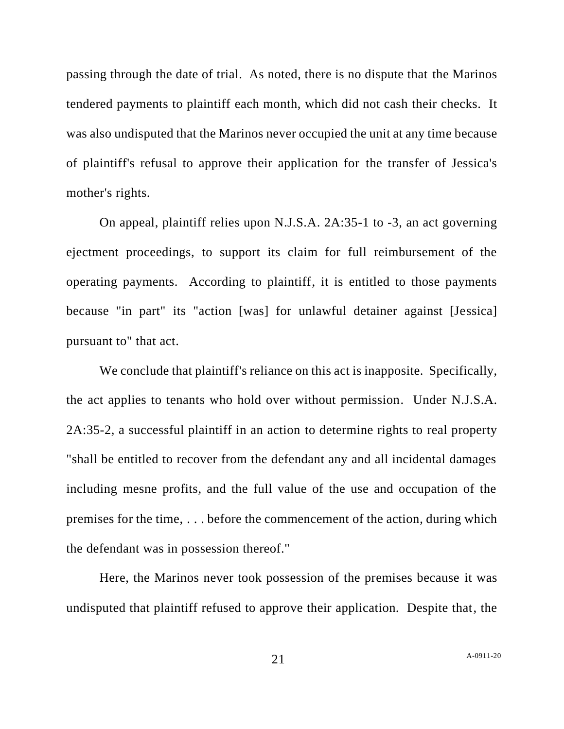passing through the date of trial. As noted, there is no dispute that the Marinos tendered payments to plaintiff each month, which did not cash their checks. It was also undisputed that the Marinos never occupied the unit at any time because of plaintiff's refusal to approve their application for the transfer of Jessica's mother's rights.

On appeal, plaintiff relies upon N.J.S.A. 2A:35-1 to -3, an act governing ejectment proceedings, to support its claim for full reimbursement of the operating payments. According to plaintiff, it is entitled to those payments because "in part" its "action [was] for unlawful detainer against [Jessica] pursuant to" that act.

We conclude that plaintiff's reliance on this act is inapposite. Specifically, the act applies to tenants who hold over without permission. Under N.J.S.A. 2A:35-2, a successful plaintiff in an action to determine rights to real property "shall be entitled to recover from the defendant any and all incidental damages including mesne profits, and the full value of the use and occupation of the premises for the time, . . . before the commencement of the action, during which the defendant was in possession thereof."

Here, the Marinos never took possession of the premises because it was undisputed that plaintiff refused to approve their application. Despite that, the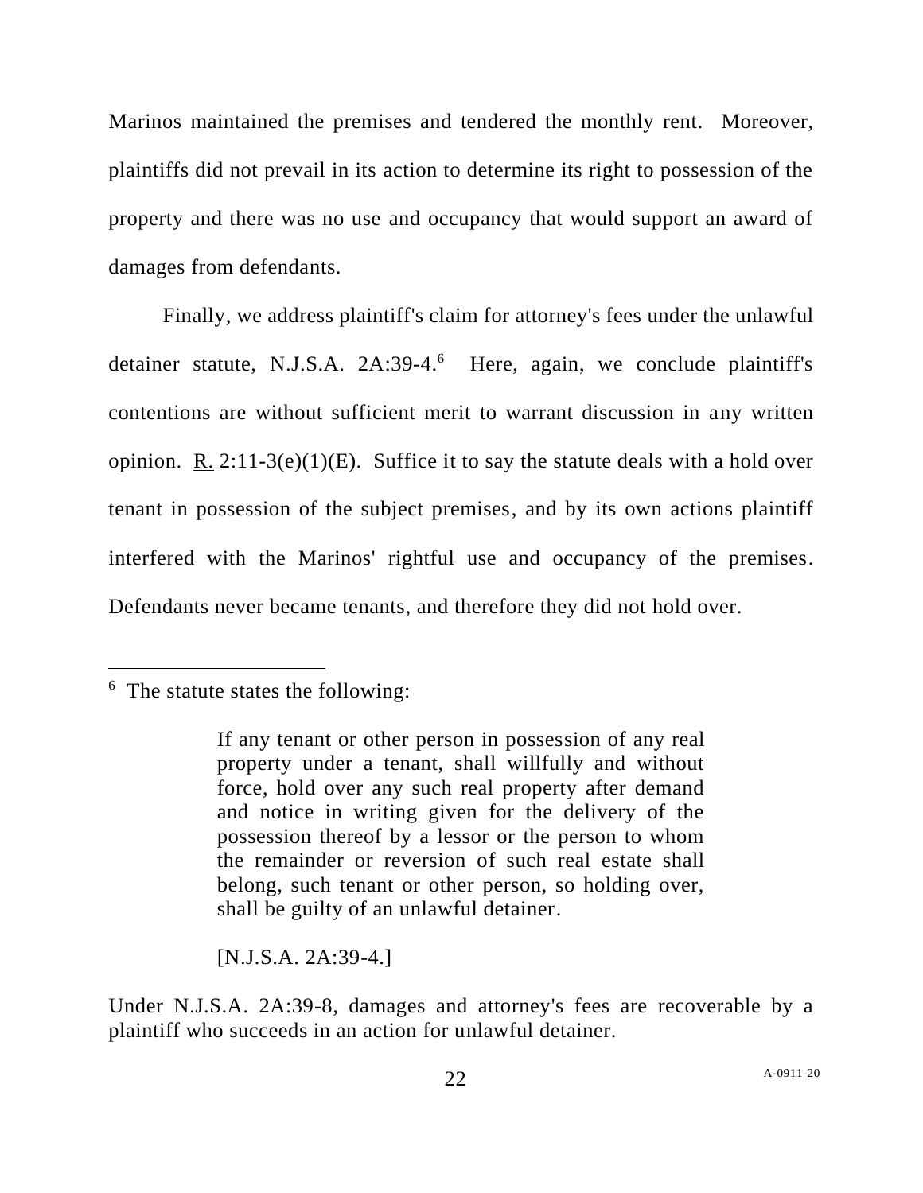Marinos maintained the premises and tendered the monthly rent. Moreover, plaintiffs did not prevail in its action to determine its right to possession of the property and there was no use and occupancy that would support an award of damages from defendants.

Finally, we address plaintiff's claim for attorney's fees under the unlawful detainer statute, N.J.S.A. 2A:39-4.[6] Here, again, we conclude plaintiff's contentions are without sufficient merit to warrant discussion in any written opinion. R. 2:11-3(e)(1)(E). Suffice it to say the statute deals with a hold over tenant in possession of the subject premises, and by its own actions plaintiff interfered with the Marinos' rightful use and occupancy of the premises. Defendants never became tenants, and therefore they did not hold over.

---

[6] The statute states the following:

> If any tenant or other person in possession of any real property under a tenant, shall willfully and without force, hold over any such real property after demand and notice in writing given for the delivery of the possession thereof by a lessor or the person to whom the remainder or reversion of such real estate shall belong, such tenant or other person, so holding over, shall be guilty of an unlawful detainer.
>
> [N.J.S.A. 2A:39-4.]

Under N.J.S.A. 2A:39-8, damages and attorney's fees are recoverable by a plaintiff who succeeds in an action for unlawful detainer.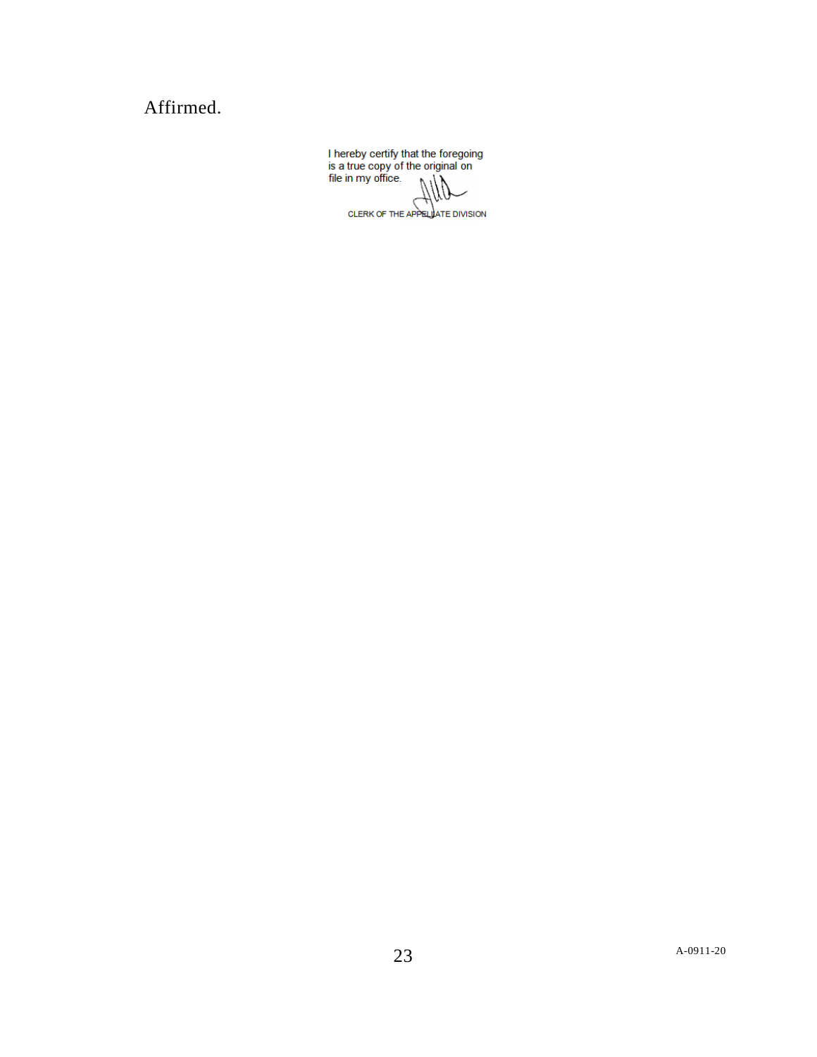Affirmed.

I hereby certify that the foregoing is a true copy of the original on file in my office.

CLERK OF THE APPELLATE DIVISION